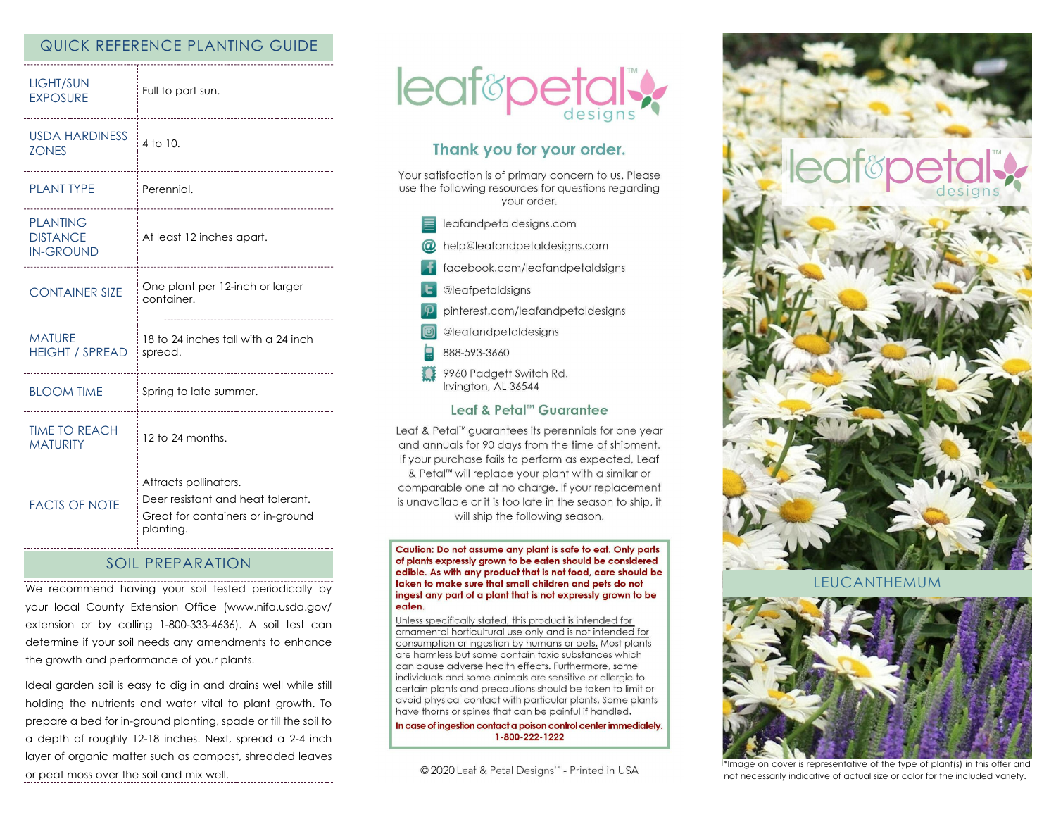## QUICK REFERENCE PLANTING GUIDE

| | |
|---|---|
| LIGHT/SUN EXPOSURE | Full to part sun. |
| USDA HARDINESS ZONES | 4 to 10. |
| PLANT TYPE | Perennial. |
| PLANTING DISTANCE IN-GROUND | At least 12 inches apart. |
| CONTAINER SIZE | One plant per 12-inch or larger container. |
| MATURE HEIGHT / SPREAD | 18 to 24 inches tall with a 24 inch spread. |
| BLOOM TIME | Spring to late summer. |
| TIME TO REACH MATURITY | 12 to 24 months. |
| FACTS OF NOTE | Attracts pollinators.<br>Deer resistant and heat tolerant.<br>Great for containers or in-ground planting. |

## SOIL PREPARATION

We recommend having your soil tested periodically by your local County Extension Office (www.nifa.usda.gov/extension or by calling 1-800-333-4636). A soil test can determine if your soil needs any amendments to enhance the growth and performance of your plants.

Ideal garden soil is easy to dig in and drains well while still holding the nutrients and water vital to plant growth. To prepare a bed for in-ground planting, spade or till the soil to a depth of roughly 12-18 inches. Next, spread a 2-4 inch layer of organic matter such as compost, shredded leaves or peat moss over the soil and mix well.

leaf&petal™ designs

## Thank you for your order.

Your satisfaction is of primary concern to us. Please use the following resources for questions regarding your order.

- leafandpetaldesigns.com
- help@leafandpetaldesigns.com
- facebook.com/leafandpetaldsigns
- @leafpetaldsigns
- pinterest.com/leafandpetaldesigns
- @leafandpetaldesigns
- 888-593-3660
- 9960 Padgett Switch Rd.
  Irvington, AL 36544

### Leaf & Petal™ Guarantee

Leaf & Petal™ guarantees its perennials for one year and annuals for 90 days from the time of shipment. If your purchase fails to perform as expected, Leaf & Petal™ will replace your plant with a similar or comparable one at no charge. If your replacement is unavailable or it is too late in the season to ship, it will ship the following season.

**Caution: Do not assume any plant is safe to eat. Only parts of plants expressly grown to be eaten should be considered edible. As with any product that is not food, care should be taken to make sure that small children and pets do not ingest any part of a plant that is not expressly grown to be eaten.**

Unless specifically stated, this product is intended for ornamental horticultural use only and is not intended for consumption or ingestion by humans or pets. Most plants are harmless but some contain toxic substances which can cause adverse health effects. Furthermore, some individuals and some animals are sensitive or allergic to certain plants and precautions should be taken to limit or avoid physical contact with particular plants. Some plants have thorns or spines that can be painful if handled.

**In case of ingestion contact a poison control center immediately. 1-800-222-1222**

© 2020 Leaf & Petal Designs™ - Printed in USA

leaf&petal™ designs

## LEUCANTHEMUM

*Image on cover is representative of the type of plant(s) in this offer and not necessarily indicative of actual size or color for the included variety.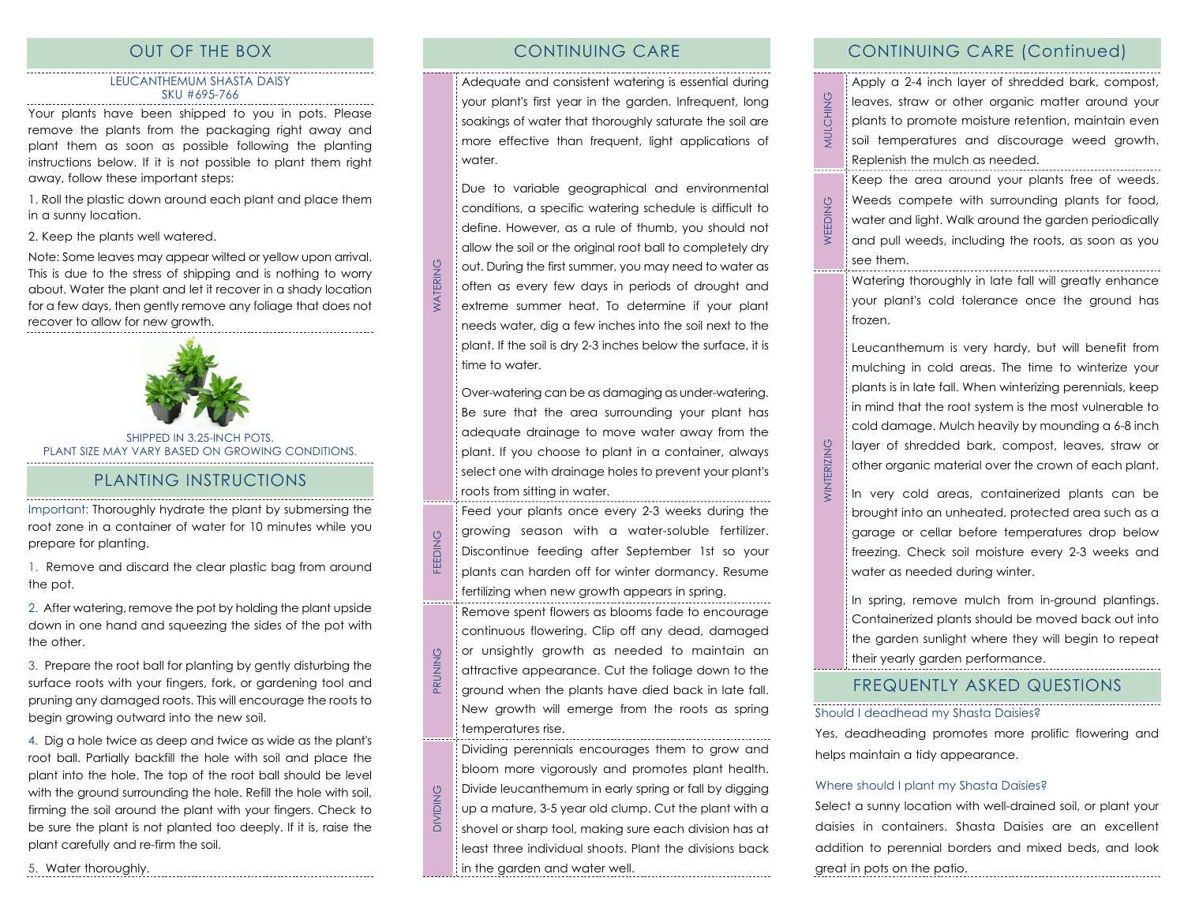## OUT OF THE BOX

LEUCANTHEMUM SHASTA DAISY
SKU #695-766

Your plants have been shipped to you in pots. Please remove the plants from the packaging right away and plant them as soon as possible following the planting instructions below. If it is not possible to plant them right away, follow these important steps:

1. Roll the plastic down around each plant and place them in a sunny location.

2. Keep the plants well watered.

Note: Some leaves may appear wilted or yellow upon arrival. This is due to the stress of shipping and is nothing to worry about. Water the plant and let it recover in a shady location for a few days, then gently remove any foliage that does not recover to allow for new growth.

SHIPPED IN 3.25-INCH POTS.
PLANT SIZE MAY VARY BASED ON GROWING CONDITIONS.

## PLANTING INSTRUCTIONS

Important: Thoroughly hydrate the plant by submersing the root zone in a container of water for 10 minutes while you prepare for planting.

1. Remove and discard the clear plastic bag from around the pot.

2. After watering, remove the pot by holding the plant upside down in one hand and squeezing the sides of the pot with the other.

3. Prepare the root ball for planting by gently disturbing the surface roots with your fingers, fork, or gardening tool and pruning any damaged roots. This will encourage the roots to begin growing outward into the new soil.

4. Dig a hole twice as deep and twice as wide as the plant's root ball. Partially backfill the hole with soil and place the plant into the hole. The top of the root ball should be level with the ground surrounding the hole. Refill the hole with soil, firming the soil around the plant with your fingers. Check to be sure the plant is not planted too deeply. If it is, raise the plant carefully and re-firm the soil.

5. Water thoroughly.

## CONTINUING CARE

### WATERING

Adequate and consistent watering is essential during your plant's first year in the garden. Infrequent, long soakings of water that thoroughly saturate the soil are more effective than frequent, light applications of water.

Due to variable geographical and environmental conditions, a specific watering schedule is difficult to define. However, as a rule of thumb, you should not allow the soil or the original root ball to completely dry out. During the first summer, you may need to water as often as every few days in periods of drought and extreme summer heat. To determine if your plant needs water, dig a few inches into the soil next to the plant. If the soil is dry 2-3 inches below the surface, it is time to water.

Over-watering can be as damaging as under-watering. Be sure that the area surrounding your plant has adequate drainage to move water away from the plant. If you choose to plant in a container, always select one with drainage holes to prevent your plant's roots from sitting in water.

### FEEDING

Feed your plants once every 2-3 weeks during the growing season with a water-soluble fertilizer. Discontinue feeding after September 1st so your plants can harden off for winter dormancy. Resume fertilizing when new growth appears in spring.

### PRUNING

Remove spent flowers as blooms fade to encourage continuous flowering. Clip off any dead, damaged or unsightly growth as needed to maintain an attractive appearance. Cut the foliage down to the ground when the plants have died back in late fall. New growth will emerge from the roots as spring temperatures rise.

### DIVIDING

Dividing perennials encourages them to grow and bloom more vigorously and promotes plant health. Divide leucanthemum in early spring or fall by digging up a mature, 3-5 year old clump. Cut the plant with a shovel or sharp tool, making sure each division has at least three individual shoots. Plant the divisions back in the garden and water well.

## CONTINUING CARE (Continued)

### MULCHING

Apply a 2-4 inch layer of shredded bark, compost, leaves, straw or other organic matter around your plants to promote moisture retention, maintain even soil temperatures and discourage weed growth. Replenish the mulch as needed.

### WEEDING

Keep the area around your plants free of weeds. Weeds compete with surrounding plants for food, water and light. Walk around the garden periodically and pull weeds, including the roots, as soon as you see them.

### WINTERIZING

Watering thoroughly in late fall will greatly enhance your plant's cold tolerance once the ground has frozen.

Leucanthemum is very hardy, but will benefit from mulching in cold areas. The time to winterize your plants is in late fall. When winterizing perennials, keep in mind that the root system is the most vulnerable to cold damage. Mulch heavily by mounding a 6-8 inch layer of shredded bark, compost, leaves, straw or other organic material over the crown of each plant.

In very cold areas, containerized plants can be brought into an unheated, protected area such as a garage or cellar before temperatures drop below freezing. Check soil moisture every 2-3 weeks and water as needed during winter.

In spring, remove mulch from in-ground plantings. Containerized plants should be moved back out into the garden sunlight where they will begin to repeat their yearly garden performance.

## FREQUENTLY ASKED QUESTIONS

Should I deadhead my Shasta Daisies?

Yes, deadheading promotes more prolific flowering and helps maintain a tidy appearance.

Where should I plant my Shasta Daisies?

Select a sunny location with well-drained soil, or plant your daisies in containers. Shasta Daisies are an excellent addition to perennial borders and mixed beds, and look great in pots on the patio.